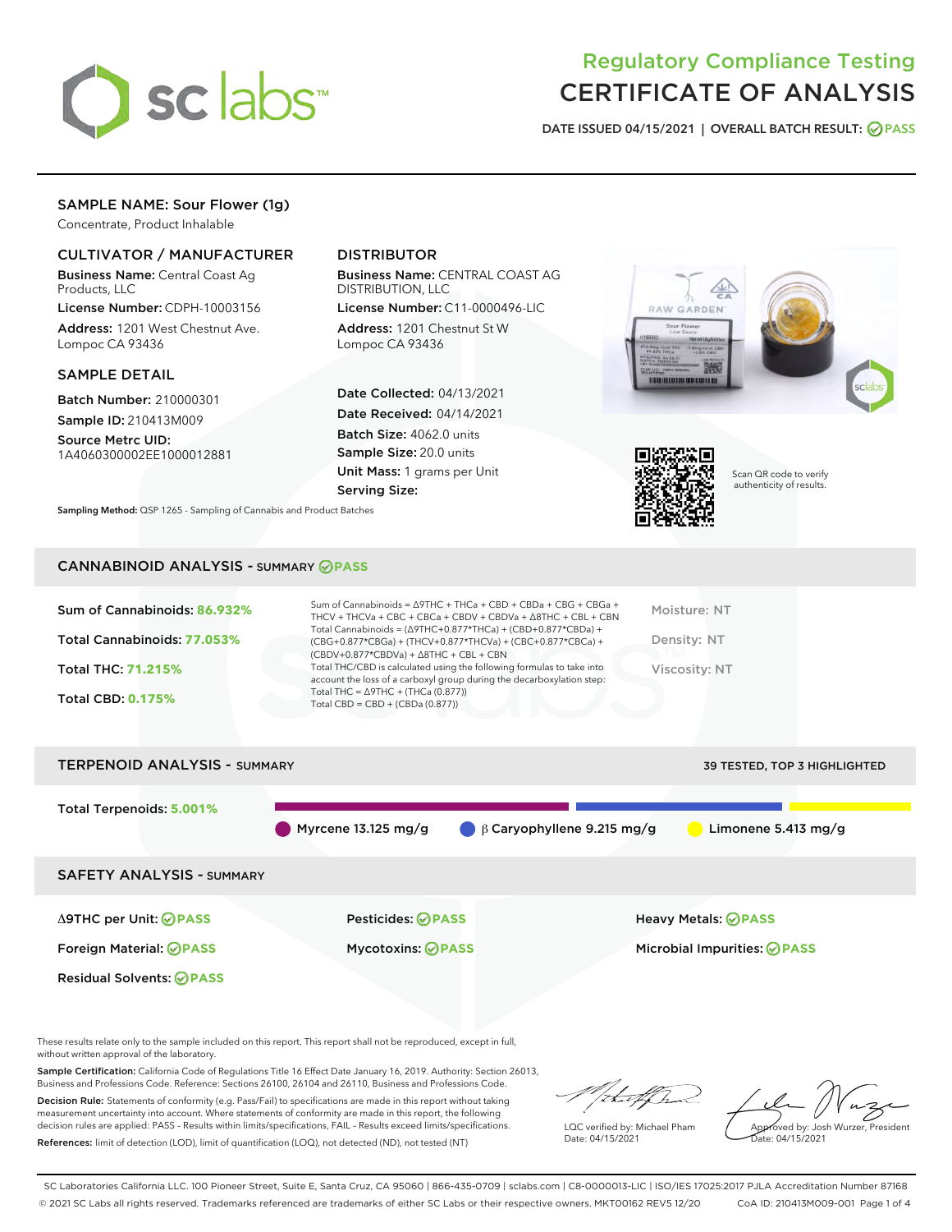# Regulatory Compliance Testing
# CERTIFICATE OF ANALYSIS

DATE ISSUED 04/15/2021 | OVERALL BATCH RESULT: PASS

## SAMPLE NAME: Sour Flower (1g)

Concentrate, Product Inhalable

### CULTIVATOR / MANUFACTURER

**Business Name:** Central Coast Ag Products, LLC

**License Number:** CDPH-10003156

**Address:** 1201 West Chestnut Ave. Lompoc CA 93436

### DISTRIBUTOR

**Business Name:** CENTRAL COAST AG DISTRIBUTION, LLC

**License Number:** C11-0000496-LIC

**Address:** 1201 Chestnut St W Lompoc CA 93436

### SAMPLE DETAIL

**Batch Number:** 210000301

**Sample ID:** 210413M009

**Source Metrc UID:** 1A4060300002EE1000012881

**Date Collected:** 04/13/2021

**Date Received:** 04/14/2021

**Batch Size:** 4062.0 units

**Sample Size:** 20.0 units

**Unit Mass:** 1 grams per Unit

**Serving Size:**

**Sampling Method:** QSP 1265 - Sampling of Cannabis and Product Batches

Scan QR code to verify authenticity of results.

## CANNABINOID ANALYSIS - SUMMARY PASS

**Sum of Cannabinoids:** 86.932%

**Total Cannabinoids:** 77.053%

**Total THC:** 71.215%

**Total CBD:** 0.175%

Sum of Cannabinoids = Δ9THC + THCa + CBD + CBDa + CBG + CBGa + THCV + THCVa + CBC + CBCa + CBDV + CBDVa + Δ8THC + CBL + CBN

Total Cannabinoids = (Δ9THC+0.877*THCa) + (CBD+0.877*CBDa) + (CBG+0.877*CBGa) + (THCV+0.877*THCVa) + (CBC+0.877*CBCa) + (CBDV+0.877*CBDVa) + Δ8THC + CBL + CBN

Total THC/CBD is calculated using the following formulas to take into account the loss of a carboxyl group during the decarboxylation step:
Total THC = Δ9THC + (THCa (0.877))
Total CBD = CBD + (CBDa (0.877))

Moisture: NT

Density: NT

Viscosity: NT

## TERPENOID ANALYSIS - SUMMARY

39 TESTED, TOP 3 HIGHLIGHTED

**Total Terpenoids:** 5.001%

Myrcene 13.125 mg/g | β Caryophyllene 9.215 mg/g | Limonene 5.413 mg/g

## SAFETY ANALYSIS - SUMMARY

| | | |
|---|---|---|
| Δ9THC per Unit: PASS | Pesticides: PASS | Heavy Metals: PASS |
| Foreign Material: PASS | Mycotoxins: PASS | Microbial Impurities: PASS |
| Residual Solvents: PASS | | |

These results relate only to the sample included on this report. This report shall not be reproduced, except in full, without written approval of the laboratory.

**Sample Certification:** California Code of Regulations Title 16 Effect Date January 16, 2019. Authority: Section 26013, Business and Professions Code. Reference: Sections 26100, 26104 and 26110, Business and Professions Code.

**Decision Rule:** Statements of conformity (e.g. Pass/Fail) to specifications are made in this report without taking measurement uncertainty into account. Where statements of conformity are made in this report, the following decision rules are applied: PASS – Results within limits/specifications, FAIL – Results exceed limits/specifications.

**References:** limit of detection (LOD), limit of quantification (LOQ), not detected (ND), not tested (NT)

LQC verified by: Michael Pham
Date: 04/15/2021

Approved by: Josh Wurzer, President
Date: 04/15/2021

SC Laboratories California LLC. 100 Pioneer Street, Suite E, Santa Cruz, CA 95060 | 866-435-0709 | sclabs.com | C8-0000013-LIC | ISO/IES 17025:2017 PJLA Accreditation Number 87168
© 2021 SC Labs all rights reserved. Trademarks referenced are trademarks of either SC Labs or their respective owners. MKT00162 REV5 12/20 CoA ID: 210413M009-001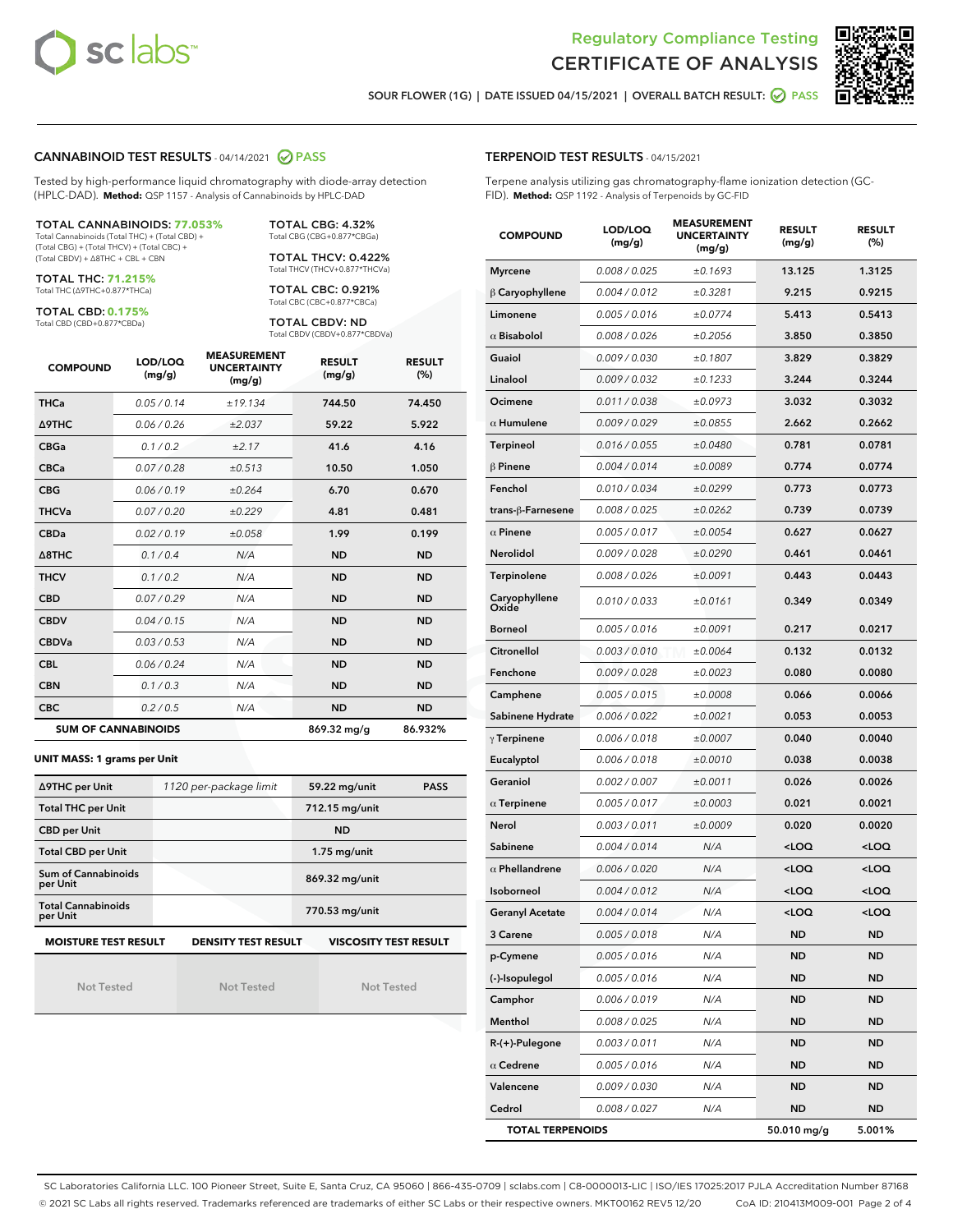# Regulatory Compliance Testing
# CERTIFICATE OF ANALYSIS

SOUR FLOWER (1G) | DATE ISSUED 04/15/2021 | OVERALL BATCH RESULT: PASS

## CANNABINOID TEST RESULTS - 04/14/2021 PASS

Tested by high-performance liquid chromatography with diode-array detection (HPLC-DAD). **Method:** QSP 1157 - Analysis of Cannabinoids by HPLC-DAD

**TOTAL CANNABINOIDS: 77.053%**
Total Cannabinoids (Total THC) + (Total CBD) + (Total CBG) + (Total THCV) + (Total CBC) + (Total CBDV) + Δ8THC + CBL + CBN

**TOTAL THC: 71.215%**
Total THC (Δ9THC+0.877*THCa)

**TOTAL CBD: 0.175%**
Total CBD (CBD+0.877*CBDa)

**TOTAL CBG: 4.32%**
Total CBG (CBG+0.877*CBGa)

**TOTAL THCV: 0.422%**
Total THCV (THCV+0.877*THCVa)

**TOTAL CBC: 0.921%**
Total CBC (CBC+0.877*CBCa)

**TOTAL CBDV: ND**
Total CBDV (CBDV+0.877*CBDVa)

| COMPOUND | LOD/LOQ (mg/g) | MEASUREMENT UNCERTAINTY (mg/g) | RESULT (mg/g) | RESULT (%) |
|---|---|---|---|---|
| THCa | 0.05 / 0.14 | ±19.134 | 744.50 | 74.450 |
| Δ9THC | 0.06 / 0.26 | ±2.037 | 59.22 | 5.922 |
| CBGa | 0.1 / 0.2 | ±2.17 | 41.6 | 4.16 |
| CBCa | 0.07 / 0.28 | ±0.513 | 10.50 | 1.050 |
| CBG | 0.06 / 0.19 | ±0.264 | 6.70 | 0.670 |
| THCVa | 0.07 / 0.20 | ±0.229 | 4.81 | 0.481 |
| CBDa | 0.02 / 0.19 | ±0.058 | 1.99 | 0.199 |
| Δ8THC | 0.1 / 0.4 | N/A | ND | ND |
| THCV | 0.1 / 0.2 | N/A | ND | ND |
| CBD | 0.07 / 0.29 | N/A | ND | ND |
| CBDV | 0.04 / 0.15 | N/A | ND | ND |
| CBDVa | 0.03 / 0.53 | N/A | ND | ND |
| CBL | 0.06 / 0.24 | N/A | ND | ND |
| CBN | 0.1 / 0.3 | N/A | ND | ND |
| CBC | 0.2 / 0.5 | N/A | ND | ND |
| **SUM OF CANNABINOIDS** | | | 869.32 mg/g | 86.932% |

**UNIT MASS: 1 grams per Unit**

| | | | |
|---|---|---|---|
| Δ9THC per Unit | 1120 per-package limit | 59.22 mg/unit | PASS |
| Total THC per Unit | | 712.15 mg/unit | |
| CBD per Unit | | ND | |
| Total CBD per Unit | | 1.75 mg/unit | |
| Sum of Cannabinoids per Unit | | 869.32 mg/unit | |
| Total Cannabinoids per Unit | | 770.53 mg/unit | |

| MOISTURE TEST RESULT | DENSITY TEST RESULT | VISCOSITY TEST RESULT |
|---|---|---|
| Not Tested | Not Tested | Not Tested |

## TERPENOID TEST RESULTS - 04/15/2021

Terpene analysis utilizing gas chromatography-flame ionization detection (GC-FID). **Method:** QSP 1192 - Analysis of Terpenoids by GC-FID

| COMPOUND | LOD/LOQ (mg/g) | MEASUREMENT UNCERTAINTY (mg/g) | RESULT (mg/g) | RESULT (%) |
|---|---|---|---|---|
| Myrcene | 0.008 / 0.025 | ±0.1693 | 13.125 | 1.3125 |
| β Caryophyllene | 0.004 / 0.012 | ±0.3281 | 9.215 | 0.9215 |
| Limonene | 0.005 / 0.016 | ±0.0774 | 5.413 | 0.5413 |
| α Bisabolol | 0.008 / 0.026 | ±0.2056 | 3.850 | 0.3850 |
| Guaiol | 0.009 / 0.030 | ±0.1807 | 3.829 | 0.3829 |
| Linalool | 0.009 / 0.032 | ±0.1233 | 3.244 | 0.3244 |
| Ocimene | 0.011 / 0.038 | ±0.0973 | 3.032 | 0.3032 |
| α Humulene | 0.009 / 0.029 | ±0.0855 | 2.662 | 0.2662 |
| Terpineol | 0.016 / 0.055 | ±0.0480 | 0.781 | 0.0781 |
| β Pinene | 0.004 / 0.014 | ±0.0089 | 0.774 | 0.0774 |
| Fenchol | 0.010 / 0.034 | ±0.0299 | 0.773 | 0.0773 |
| trans-β-Farnesene | 0.008 / 0.025 | ±0.0262 | 0.739 | 0.0739 |
| α Pinene | 0.005 / 0.017 | ±0.0054 | 0.627 | 0.0627 |
| Nerolidol | 0.009 / 0.028 | ±0.0290 | 0.461 | 0.0461 |
| Terpinolene | 0.008 / 0.026 | ±0.0091 | 0.443 | 0.0443 |
| Caryophyllene Oxide | 0.010 / 0.033 | ±0.0161 | 0.349 | 0.0349 |
| Borneol | 0.005 / 0.016 | ±0.0091 | 0.217 | 0.0217 |
| Citronellol | 0.003 / 0.010 | ±0.0064 | 0.132 | 0.0132 |
| Fenchone | 0.009 / 0.028 | ±0.0023 | 0.080 | 0.0080 |
| Camphene | 0.005 / 0.015 | ±0.0008 | 0.066 | 0.0066 |
| Sabinene Hydrate | 0.006 / 0.022 | ±0.0021 | 0.053 | 0.0053 |
| γ Terpinene | 0.006 / 0.018 | ±0.0007 | 0.040 | 0.0040 |
| Eucalyptol | 0.006 / 0.018 | ±0.0010 | 0.038 | 0.0038 |
| Geraniol | 0.002 / 0.007 | ±0.0011 | 0.026 | 0.0026 |
| α Terpinene | 0.005 / 0.017 | ±0.0003 | 0.021 | 0.0021 |
| Nerol | 0.003 / 0.011 | ±0.0009 | 0.020 | 0.0020 |
| Sabinene | 0.004 / 0.014 | N/A | <LOQ | <LOQ |
| α Phellandrene | 0.006 / 0.020 | N/A | <LOQ | <LOQ |
| Isoborneol | 0.004 / 0.012 | N/A | <LOQ | <LOQ |
| Geranyl Acetate | 0.004 / 0.014 | N/A | <LOQ | <LOQ |
| 3 Carene | 0.005 / 0.018 | N/A | ND | ND |
| p-Cymene | 0.005 / 0.016 | N/A | ND | ND |
| (-)-Isopulegol | 0.005 / 0.016 | N/A | ND | ND |
| Camphor | 0.006 / 0.019 | N/A | ND | ND |
| Menthol | 0.008 / 0.025 | N/A | ND | ND |
| R-(+)-Pulegone | 0.003 / 0.011 | N/A | ND | ND |
| α Cedrene | 0.005 / 0.016 | N/A | ND | ND |
| Valencene | 0.009 / 0.030 | N/A | ND | ND |
| Cedrol | 0.008 / 0.027 | N/A | ND | ND |
| **TOTAL TERPENOIDS** | | | 50.010 mg/g | 5.001% |

SC Laboratories California LLC. 100 Pioneer Street, Suite E, Santa Cruz, CA 95060 | 866-435-0709 | sclabs.com | C8-0000013-LIC | ISO/IES 17025:2017 PJLA Accreditation Number 87168
© 2021 SC Labs all rights reserved. Trademarks referenced are trademarks of either SC Labs or their respective owners. MKT00162 REV5 12/20 CoA ID: 210413M009-001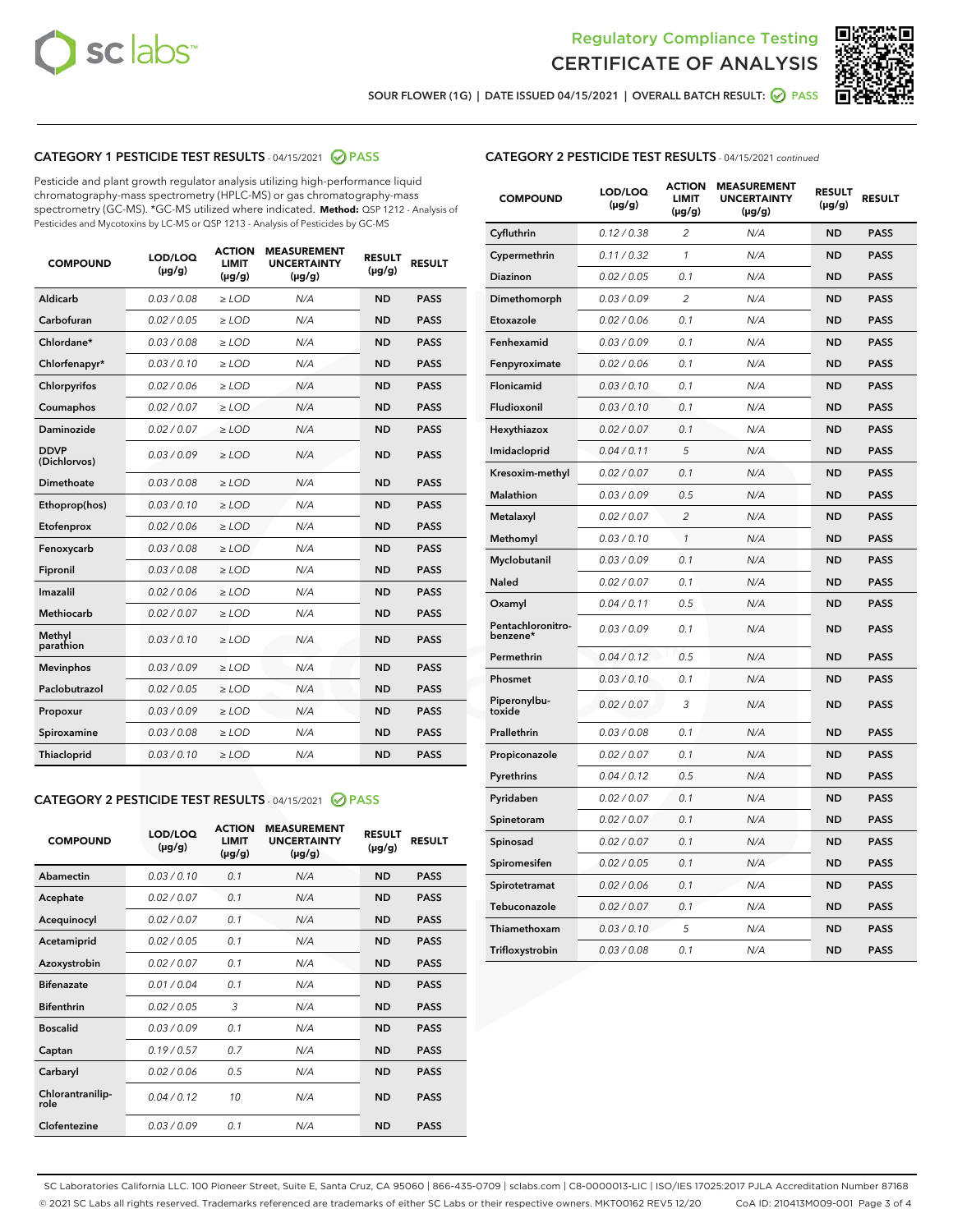Regulatory Compliance Testing

CERTIFICATE OF ANALYSIS

SOUR FLOWER (1G) | DATE ISSUED 04/15/2021 | OVERALL BATCH RESULT: PASS

## CATEGORY 1 PESTICIDE TEST RESULTS - 04/15/2021 PASS

Pesticide and plant growth regulator analysis utilizing high-performance liquid chromatography-mass spectrometry (HPLC-MS) or gas chromatography-mass spectrometry (GC-MS). *GC-MS utilized where indicated. **Method:** QSP 1212 - Analysis of Pesticides and Mycotoxins by LC-MS or QSP 1213 - Analysis of Pesticides by GC-MS

| COMPOUND | LOD/LOQ (µg/g) | ACTION LIMIT (µg/g) | MEASUREMENT UNCERTAINTY (µg/g) | RESULT (µg/g) | RESULT |
|---|---|---|---|---|---|
| Aldicarb | 0.03 / 0.08 | ≥ LOD | N/A | ND | PASS |
| Carbofuran | 0.02 / 0.05 | ≥ LOD | N/A | ND | PASS |
| Chlordane* | 0.03 / 0.08 | ≥ LOD | N/A | ND | PASS |
| Chlorfenapyr* | 0.03 / 0.10 | ≥ LOD | N/A | ND | PASS |
| Chlorpyrifos | 0.02 / 0.06 | ≥ LOD | N/A | ND | PASS |
| Coumaphos | 0.02 / 0.07 | ≥ LOD | N/A | ND | PASS |
| Daminozide | 0.02 / 0.07 | ≥ LOD | N/A | ND | PASS |
| DDVP (Dichlorvos) | 0.03 / 0.09 | ≥ LOD | N/A | ND | PASS |
| Dimethoate | 0.03 / 0.08 | ≥ LOD | N/A | ND | PASS |
| Ethoprop(hos) | 0.03 / 0.10 | ≥ LOD | N/A | ND | PASS |
| Etofenprox | 0.02 / 0.06 | ≥ LOD | N/A | ND | PASS |
| Fenoxycarb | 0.03 / 0.08 | ≥ LOD | N/A | ND | PASS |
| Fipronil | 0.03 / 0.08 | ≥ LOD | N/A | ND | PASS |
| Imazalil | 0.02 / 0.06 | ≥ LOD | N/A | ND | PASS |
| Methiocarb | 0.02 / 0.07 | ≥ LOD | N/A | ND | PASS |
| Methyl parathion | 0.03 / 0.10 | ≥ LOD | N/A | ND | PASS |
| Mevinphos | 0.03 / 0.09 | ≥ LOD | N/A | ND | PASS |
| Paclobutrazol | 0.02 / 0.05 | ≥ LOD | N/A | ND | PASS |
| Propoxur | 0.03 / 0.09 | ≥ LOD | N/A | ND | PASS |
| Spiroxamine | 0.03 / 0.08 | ≥ LOD | N/A | ND | PASS |
| Thiacloprid | 0.03 / 0.10 | ≥ LOD | N/A | ND | PASS |

## CATEGORY 2 PESTICIDE TEST RESULTS - 04/15/2021 PASS

| COMPOUND | LOD/LOQ (µg/g) | ACTION LIMIT (µg/g) | MEASUREMENT UNCERTAINTY (µg/g) | RESULT (µg/g) | RESULT |
|---|---|---|---|---|---|
| Abamectin | 0.03 / 0.10 | 0.1 | N/A | ND | PASS |
| Acephate | 0.02 / 0.07 | 0.1 | N/A | ND | PASS |
| Acequinocyl | 0.02 / 0.07 | 0.1 | N/A | ND | PASS |
| Acetamiprid | 0.02 / 0.05 | 0.1 | N/A | ND | PASS |
| Azoxystrobin | 0.02 / 0.07 | 0.1 | N/A | ND | PASS |
| Bifenazate | 0.01 / 0.04 | 0.1 | N/A | ND | PASS |
| Bifenthrin | 0.02 / 0.05 | 3 | N/A | ND | PASS |
| Boscalid | 0.03 / 0.09 | 0.1 | N/A | ND | PASS |
| Captan | 0.19 / 0.57 | 0.7 | N/A | ND | PASS |
| Carbaryl | 0.02 / 0.06 | 0.5 | N/A | ND | PASS |
| Chlorantraniliprole | 0.04 / 0.12 | 10 | N/A | ND | PASS |
| Clofentezine | 0.03 / 0.09 | 0.1 | N/A | ND | PASS |
| Cyfluthrin | 0.12 / 0.38 | 2 | N/A | ND | PASS |
| Cypermethrin | 0.11 / 0.32 | 1 | N/A | ND | PASS |
| Diazinon | 0.02 / 0.05 | 0.1 | N/A | ND | PASS |
| Dimethomorph | 0.03 / 0.09 | 2 | N/A | ND | PASS |
| Etoxazole | 0.02 / 0.06 | 0.1 | N/A | ND | PASS |
| Fenhexamid | 0.03 / 0.09 | 0.1 | N/A | ND | PASS |
| Fenpyroximate | 0.02 / 0.06 | 0.1 | N/A | ND | PASS |
| Flonicamid | 0.03 / 0.10 | 0.1 | N/A | ND | PASS |
| Fludioxonil | 0.03 / 0.10 | 0.1 | N/A | ND | PASS |
| Hexythiazox | 0.02 / 0.07 | 0.1 | N/A | ND | PASS |
| Imidacloprid | 0.04 / 0.11 | 5 | N/A | ND | PASS |
| Kresoxim-methyl | 0.02 / 0.07 | 0.1 | N/A | ND | PASS |
| Malathion | 0.03 / 0.09 | 0.5 | N/A | ND | PASS |
| Metalaxyl | 0.02 / 0.07 | 2 | N/A | ND | PASS |
| Methomyl | 0.03 / 0.10 | 1 | N/A | ND | PASS |
| Myclobutanil | 0.03 / 0.09 | 0.1 | N/A | ND | PASS |
| Naled | 0.02 / 0.07 | 0.1 | N/A | ND | PASS |
| Oxamyl | 0.04 / 0.11 | 0.5 | N/A | ND | PASS |
| Pentachloronitrobenzene* | 0.03 / 0.09 | 0.1 | N/A | ND | PASS |
| Permethrin | 0.04 / 0.12 | 0.5 | N/A | ND | PASS |
| Phosmet | 0.03 / 0.10 | 0.1 | N/A | ND | PASS |
| Piperonylbutoxide | 0.02 / 0.07 | 3 | N/A | ND | PASS |
| Prallethrin | 0.03 / 0.08 | 0.1 | N/A | ND | PASS |
| Propiconazole | 0.02 / 0.07 | 0.1 | N/A | ND | PASS |
| Pyrethrins | 0.04 / 0.12 | 0.5 | N/A | ND | PASS |
| Pyridaben | 0.02 / 0.07 | 0.1 | N/A | ND | PASS |
| Spinetoram | 0.02 / 0.07 | 0.1 | N/A | ND | PASS |
| Spinosad | 0.02 / 0.07 | 0.1 | N/A | ND | PASS |
| Spiromesifen | 0.02 / 0.05 | 0.1 | N/A | ND | PASS |
| Spirotetramat | 0.02 / 0.06 | 0.1 | N/A | ND | PASS |
| Tebuconazole | 0.02 / 0.07 | 0.1 | N/A | ND | PASS |
| Thiamethoxam | 0.03 / 0.10 | 5 | N/A | ND | PASS |
| Trifloxystrobin | 0.03 / 0.08 | 0.1 | N/A | ND | PASS |

SC Laboratories California LLC. 100 Pioneer Street, Suite E, Santa Cruz, CA 95060 | 866-435-0709 | sclabs.com | C8-0000013-LIC | ISO/IES 17025:2017 PJLA Accreditation Number 87168
© 2021 SC Labs all rights reserved. Trademarks referenced are trademarks of either SC Labs or their respective owners. MKT00162 REV5 12/20 CoA ID: 210413M009-001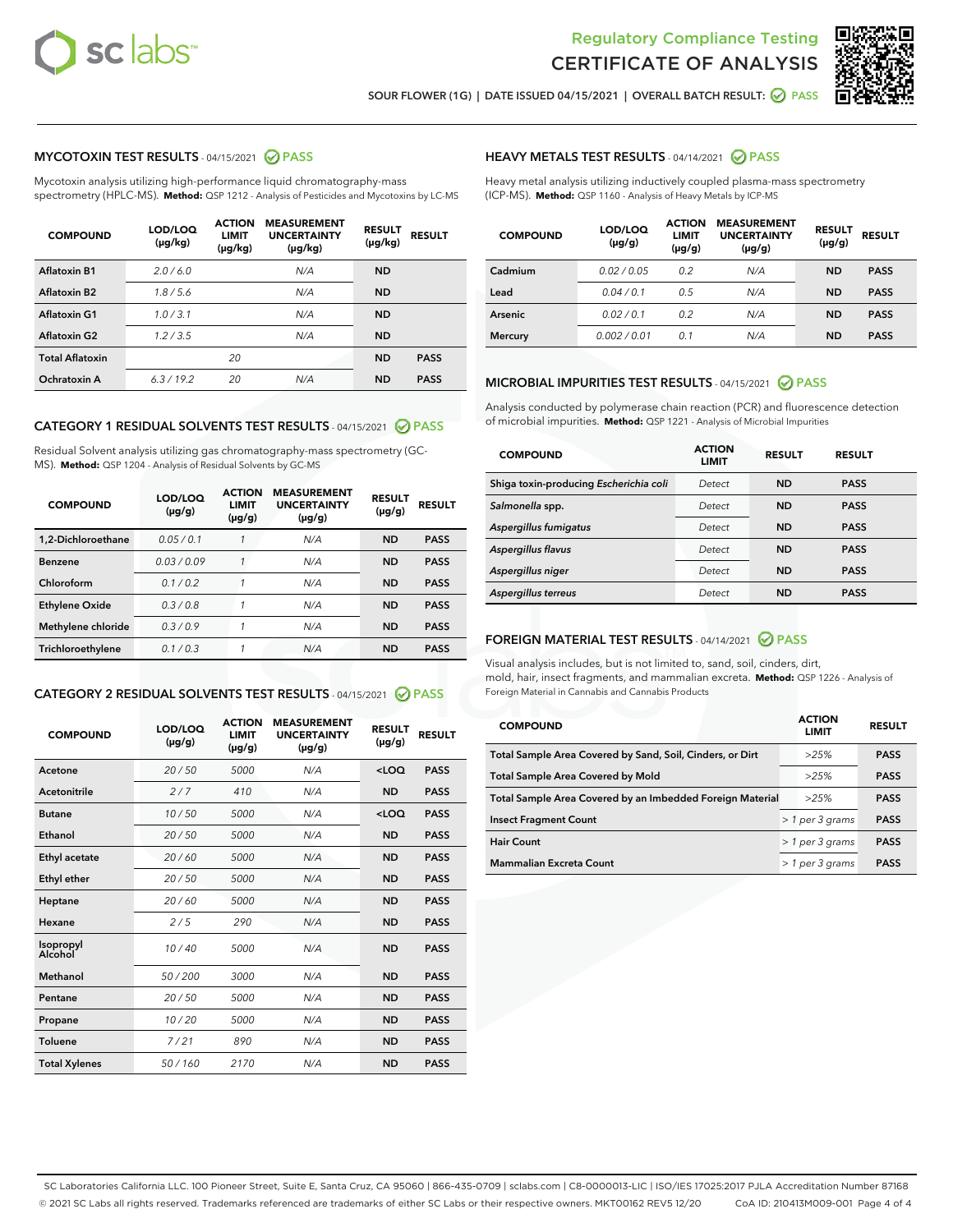# Regulatory Compliance Testing
# CERTIFICATE OF ANALYSIS

SOUR FLOWER (1G) | DATE ISSUED 04/15/2021 | OVERALL BATCH RESULT: PASS

## MYCOTOXIN TEST RESULTS - 04/15/2021 PASS

Mycotoxin analysis utilizing high-performance liquid chromatography-mass spectrometry (HPLC-MS). **Method:** QSP 1212 - Analysis of Pesticides and Mycotoxins by LC-MS

| COMPOUND | LOD/LOQ (µg/kg) | ACTION LIMIT (µg/kg) | MEASUREMENT UNCERTAINTY (µg/kg) | RESULT (µg/kg) | RESULT |
|---|---|---|---|---|---|
| Aflatoxin B1 | 2.0 / 6.0 | | N/A | ND | |
| Aflatoxin B2 | 1.8 / 5.6 | | N/A | ND | |
| Aflatoxin G1 | 1.0 / 3.1 | | N/A | ND | |
| Aflatoxin G2 | 1.2 / 3.5 | | N/A | ND | |
| Total Aflatoxin | | 20 | | ND | PASS |
| Ochratoxin A | 6.3 / 19.2 | 20 | N/A | ND | PASS |

## CATEGORY 1 RESIDUAL SOLVENTS TEST RESULTS - 04/15/2021 PASS

Residual Solvent analysis utilizing gas chromatography-mass spectrometry (GC-MS). **Method:** QSP 1204 - Analysis of Residual Solvents by GC-MS

| COMPOUND | LOD/LOQ (µg/g) | ACTION LIMIT (µg/g) | MEASUREMENT UNCERTAINTY (µg/g) | RESULT (µg/g) | RESULT |
|---|---|---|---|---|---|
| 1,2-Dichloroethane | 0.05 / 0.1 | 1 | N/A | ND | PASS |
| Benzene | 0.03 / 0.09 | 1 | N/A | ND | PASS |
| Chloroform | 0.1 / 0.2 | 1 | N/A | ND | PASS |
| Ethylene Oxide | 0.3 / 0.8 | 1 | N/A | ND | PASS |
| Methylene chloride | 0.3 / 0.9 | 1 | N/A | ND | PASS |
| Trichloroethylene | 0.1 / 0.3 | 1 | N/A | ND | PASS |

## CATEGORY 2 RESIDUAL SOLVENTS TEST RESULTS - 04/15/2021 PASS

| COMPOUND | LOD/LOQ (µg/g) | ACTION LIMIT (µg/g) | MEASUREMENT UNCERTAINTY (µg/g) | RESULT (µg/g) | RESULT |
|---|---|---|---|---|---|
| Acetone | 20 / 50 | 5000 | N/A | <LOQ | PASS |
| Acetonitrile | 2 / 7 | 410 | N/A | ND | PASS |
| Butane | 10 / 50 | 5000 | N/A | <LOQ | PASS |
| Ethanol | 20 / 50 | 5000 | N/A | ND | PASS |
| Ethyl acetate | 20 / 60 | 5000 | N/A | ND | PASS |
| Ethyl ether | 20 / 50 | 5000 | N/A | ND | PASS |
| Heptane | 20 / 60 | 5000 | N/A | ND | PASS |
| Hexane | 2 / 5 | 290 | N/A | ND | PASS |
| Isopropyl Alcohol | 10 / 40 | 5000 | N/A | ND | PASS |
| Methanol | 50 / 200 | 3000 | N/A | ND | PASS |
| Pentane | 20 / 50 | 5000 | N/A | ND | PASS |
| Propane | 10 / 20 | 5000 | N/A | ND | PASS |
| Toluene | 7 / 21 | 890 | N/A | ND | PASS |
| Total Xylenes | 50 / 160 | 2170 | N/A | ND | PASS |

## HEAVY METALS TEST RESULTS - 04/14/2021 PASS

Heavy metal analysis utilizing inductively coupled plasma-mass spectrometry (ICP-MS). **Method:** QSP 1160 - Analysis of Heavy Metals by ICP-MS

| COMPOUND | LOD/LOQ (µg/g) | ACTION LIMIT (µg/g) | MEASUREMENT UNCERTAINTY (µg/g) | RESULT (µg/g) | RESULT |
|---|---|---|---|---|---|
| Cadmium | 0.02 / 0.05 | 0.2 | N/A | ND | PASS |
| Lead | 0.04 / 0.1 | 0.5 | N/A | ND | PASS |
| Arsenic | 0.02 / 0.1 | 0.2 | N/A | ND | PASS |
| Mercury | 0.002 / 0.01 | 0.1 | N/A | ND | PASS |

## MICROBIAL IMPURITIES TEST RESULTS - 04/15/2021 PASS

Analysis conducted by polymerase chain reaction (PCR) and fluorescence detection of microbial impurities. **Method:** QSP 1221 - Analysis of Microbial Impurities

| COMPOUND | ACTION LIMIT | RESULT | RESULT |
|---|---|---|---|
| *Shiga toxin-producing Escherichia coli* | Detect | ND | PASS |
| *Salmonella* spp. | Detect | ND | PASS |
| *Aspergillus fumigatus* | Detect | ND | PASS |
| *Aspergillus flavus* | Detect | ND | PASS |
| *Aspergillus niger* | Detect | ND | PASS |
| *Aspergillus terreus* | Detect | ND | PASS |

## FOREIGN MATERIAL TEST RESULTS - 04/14/2021 PASS

Visual analysis includes, but is not limited to, sand, soil, cinders, dirt, mold, hair, insect fragments, and mammalian excreta. **Method:** QSP 1226 - Analysis of Foreign Material in Cannabis and Cannabis Products

| COMPOUND | ACTION LIMIT | RESULT |
|---|---|---|
| Total Sample Area Covered by Sand, Soil, Cinders, or Dirt | >25% | PASS |
| Total Sample Area Covered by Mold | >25% | PASS |
| Total Sample Area Covered by an Imbedded Foreign Material | >25% | PASS |
| Insect Fragment Count | > 1 per 3 grams | PASS |
| Hair Count | > 1 per 3 grams | PASS |
| Mammalian Excreta Count | > 1 per 3 grams | PASS |

SC Laboratories California LLC. 100 Pioneer Street, Suite E, Santa Cruz, CA 95060 | 866-435-0709 | sclabs.com | C8-0000013-LIC | ISO/IES 17025:2017 PJLA Accreditation Number 87168
© 2021 SC Labs all rights reserved. Trademarks referenced are trademarks of either SC Labs or their respective owners. MKT00162 REV5 12/20 CoA ID: 210413M009-001